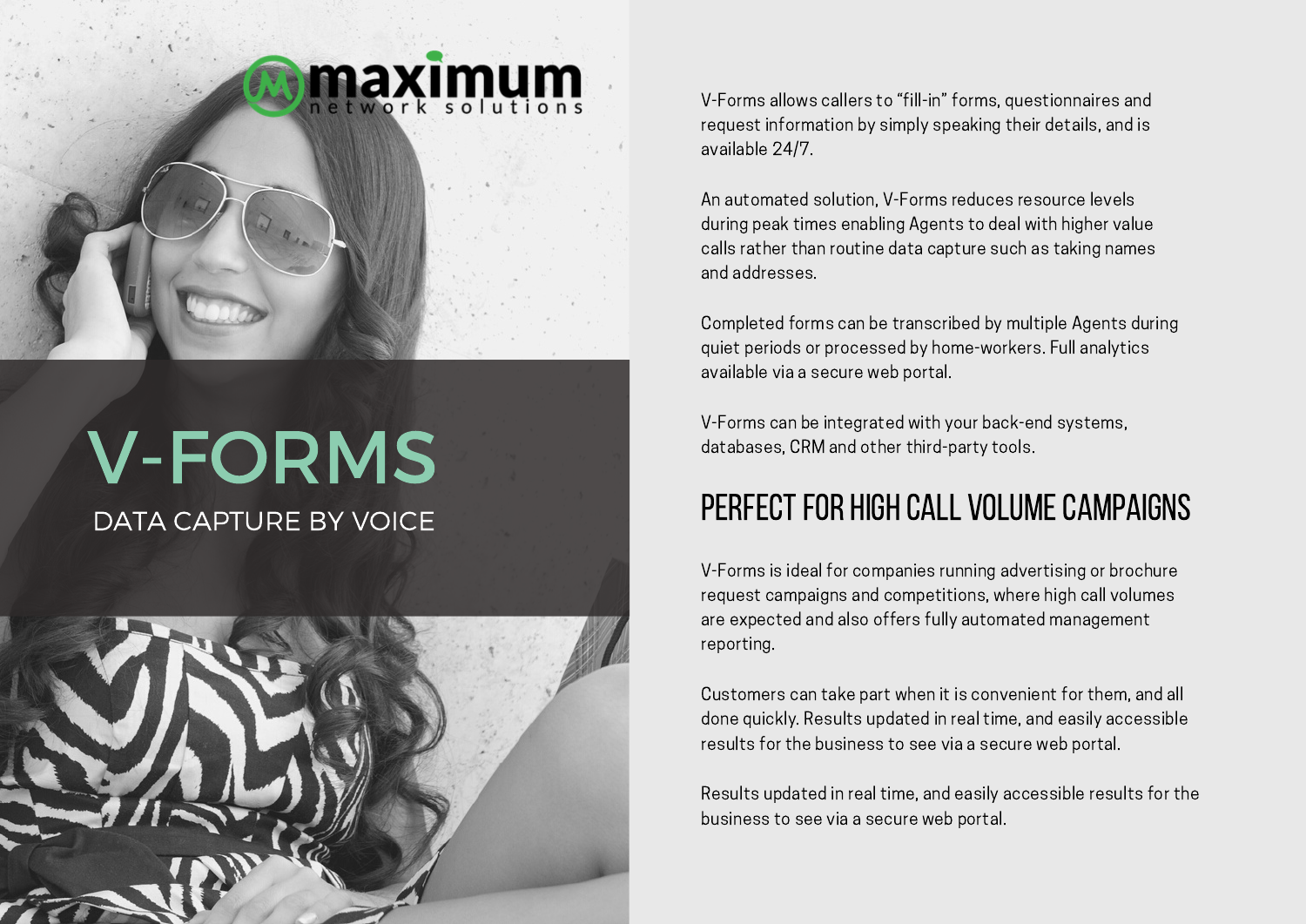maximum
network solutions

# V-FORMS

DATA CAPTURE BY VOICE

V-Forms allows callers to “fill-in” forms, questionnaires and request information by simply speaking their details, and is available 24/7.

An automated solution, V-Forms reduces resource levels during peak times enabling Agents to deal with higher value calls rather than routine data capture such as taking names and addresses.

Completed forms can be transcribed by multiple Agents during quiet periods or processed by home-workers. Full analytics available via a secure web portal.

V-Forms can be integrated with your back-end systems, databases, CRM and other third-party tools.

## PERFECT FOR HIGH CALL VOLUME CAMPAIGNS

V-Forms is ideal for companies running advertising or brochure request campaigns and competitions, where high call volumes are expected and also offers fully automated management reporting.

Customers can take part when it is convenient for them, and all done quickly. Results updated in real time, and easily accessible results for the business to see via a secure web portal.

Results updated in real time, and easily accessible results for the business to see via a secure web portal.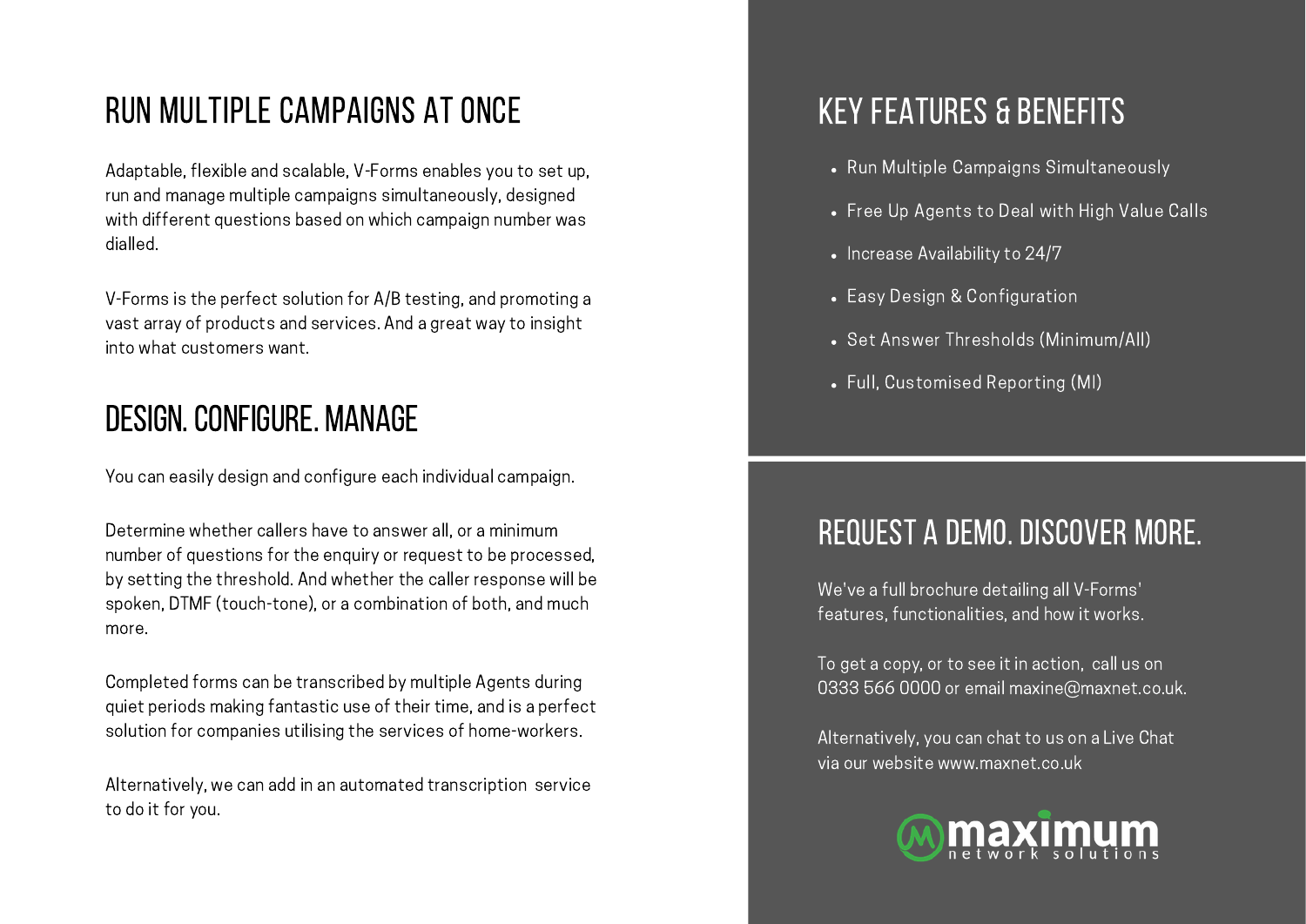## RUN MULTIPLE CAMPAIGNS AT ONCE

Adaptable, flexible and scalable, V-Forms enables you to set up, run and manage multiple campaigns simultaneously, designed with different questions based on which campaign number was dialled.

V-Forms is the perfect solution for A/B testing, and promoting a vast array of products and services. And a great way to insight into what customers want.

## DESIGN. CONFIGURE. MANAGE

You can easily design and configure each individual campaign.

Determine whether callers have to answer all, or a minimum number of questions for the enquiry or request to be processed, by setting the threshold. And whether the caller response will be spoken, DTMF (touch-tone), or a combination of both, and much more.

Completed forms can be transcribed by multiple Agents during quiet periods making fantastic use of their time, and is a perfect solution for companies utilising the services of home-workers.

Alternatively, we can add in an automated transcription service to do it for you.

## KEY FEATURES & BENEFITS

- Run Multiple Campaigns Simultaneously
- Free Up Agents to Deal with High Value Calls
- Increase Availability to 24/7
- Easy Design & Configuration
- Set Answer Thresholds (Minimum/All)
- Full, Customised Reporting (MI)

## REQUEST A DEMO. DISCOVER MORE.

We've a full brochure detailing all V-Forms' features, functionalities, and how it works.

To get a copy, or to see it in action, call us on 0333 566 0000 or email maxine@maxnet.co.uk.

Alternatively, you can chat to us on a Live Chat via our website www.maxnet.co.uk

maximum network solutions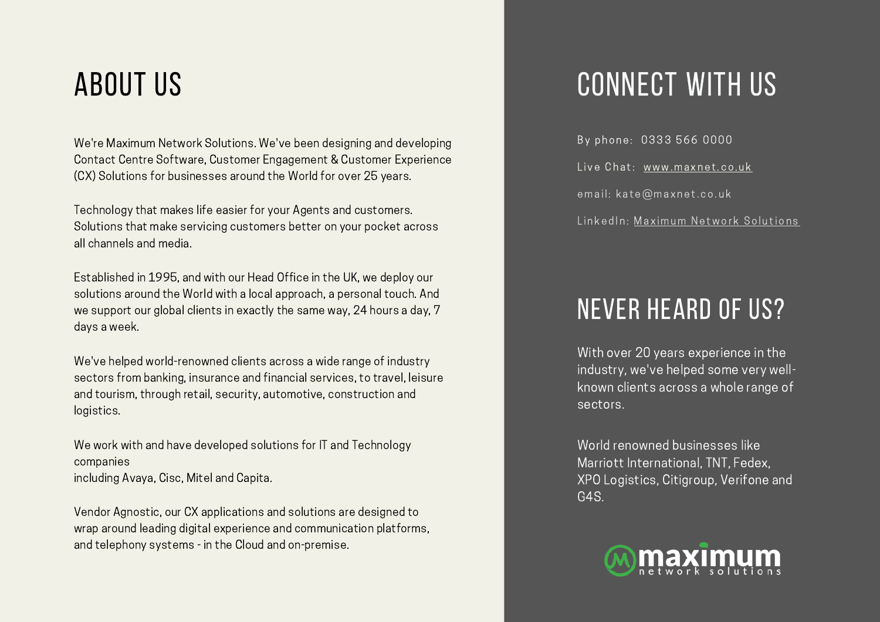# ABOUT US

We're Maximum Network Solutions. We've been designing and developing Contact Centre Software, Customer Engagement & Customer Experience (CX) Solutions for businesses around the World for over 25 years.

Technology that makes life easier for your Agents and customers. Solutions that make servicing customers better on your pocket across all channels and media.

Established in 1995, and with our Head Office in the UK, we deploy our solutions around the World with a local approach, a personal touch. And we support our global clients in exactly the same way, 24 hours a day, 7 days a week.

We've helped world-renowned clients across a wide range of industry sectors from banking, insurance and financial services, to travel, leisure and tourism, through retail, security, automotive, construction and logistics.

We work with and have developed solutions for IT and Technology companies
including Avaya, Cisc, Mitel and Capita.

Vendor Agnostic, our CX applications and solutions are designed to wrap around leading digital experience and communication platforms, and telephony systems - in the Cloud and on-premise.

# CONNECT WITH US

By phone: 0333 566 0000

Live Chat: www.maxnet.co.uk

email: kate@maxnet.co.uk

LinkedIn: Maximum Network Solutions

# NEVER HEARD OF US?

With over 20 years experience in the industry, we've helped some very well-known clients across a whole range of sectors.

World renowned businesses like Marriott International, TNT, Fedex, XPO Logistics, Citigroup, Verifone and G4S.

maximum
network solutions